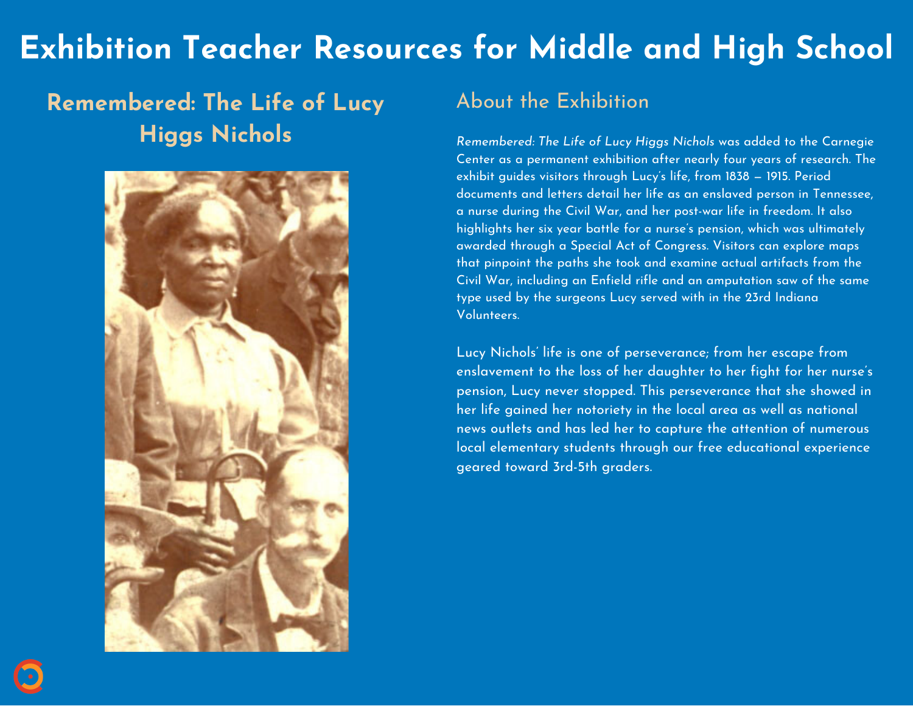# Exhibition Teacher Resources for Middle and High School

## Remembered: The Life of Lucy Higgs Nichols

## About the Exhibition

*Remembered: The Life of Lucy Higgs Nichols* was added to the Carnegie Center as a permanent exhibition after nearly four years of research. The exhibit guides visitors through Lucy's life, from 1838 – 1915. Period documents and letters detail her life as an enslaved person in Tennessee, a nurse during the Civil War, and her post-war life in freedom. It also highlights her six year battle for a nurse's pension, which was ultimately awarded through a Special Act of Congress. Visitors can explore maps that pinpoint the paths she took and examine actual artifacts from the Civil War, including an Enfield rifle and an amputation saw of the same type used by the surgeons Lucy served with in the 23rd Indiana Volunteers.

Lucy Nichols' life is one of perseverance; from her escape from enslavement to the loss of her daughter to her fight for her nurse's pension, Lucy never stopped. This perseverance that she showed in her life gained her notoriety in the local area as well as national news outlets and has led her to capture the attention of numerous local elementary students through our free educational experience geared toward 3rd-5th graders.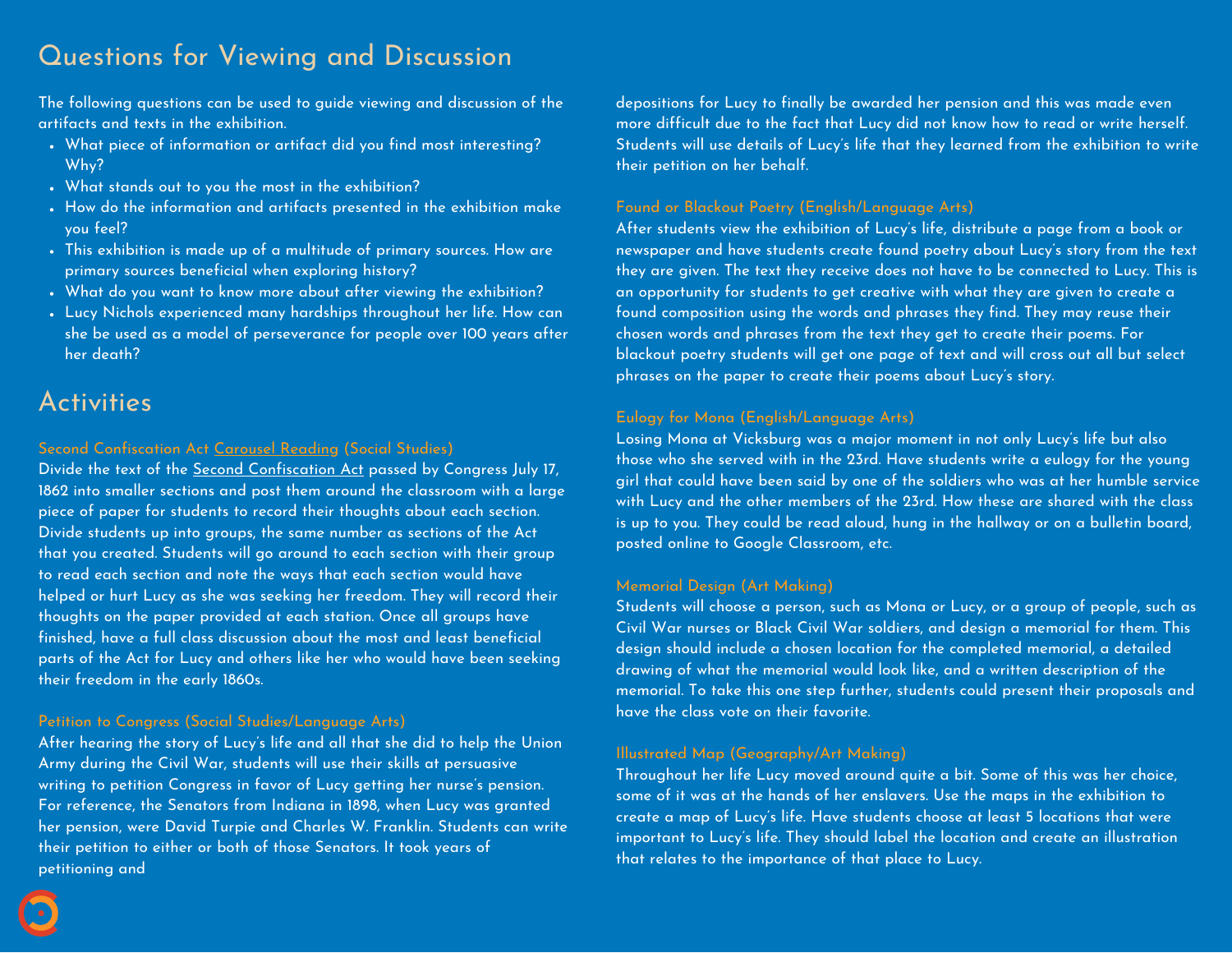## Questions for Viewing and Discussion

The following questions can be used to guide viewing and discussion of the artifacts and texts in the exhibition.

- What piece of information or artifact did you find most interesting? Why?
- What stands out to you the most in the exhibition?
- How do the information and artifacts presented in the exhibition make you feel?
- This exhibition is made up of a multitude of primary sources. How are primary sources beneficial when exploring history?
- What do you want to know more about after viewing the exhibition?
- Lucy Nichols experienced many hardships throughout her life. How can she be used as a model of perseverance for people over 100 years after her death?

## Activities

### Second Confiscation Act Carousel Reading (Social Studies)

Divide the text of the Second Confiscation Act passed by Congress July 17, 1862 into smaller sections and post them around the classroom with a large piece of paper for students to record their thoughts about each section. Divide students up into groups, the same number as sections of the Act that you created. Students will go around to each section with their group to read each section and note the ways that each section would have helped or hurt Lucy as she was seeking her freedom. They will record their thoughts on the paper provided at each station. Once all groups have finished, have a full class discussion about the most and least beneficial parts of the Act for Lucy and others like her who would have been seeking their freedom in the early 1860s.

### Petition to Congress (Social Studies/Language Arts)

After hearing the story of Lucy's life and all that she did to help the Union Army during the Civil War, students will use their skills at persuasive writing to petition Congress in favor of Lucy getting her nurse's pension. For reference, the Senators from Indiana in 1898, when Lucy was granted her pension, were David Turpie and Charles W. Franklin. Students can write their petition to either or both of those Senators. It took years of petitioning and depositions for Lucy to finally be awarded her pension and this was made even more difficult due to the fact that Lucy did not know how to read or write herself. Students will use details of Lucy's life that they learned from the exhibition to write their petition on her behalf.

### Found or Blackout Poetry (English/Language Arts)

After students view the exhibition of Lucy's life, distribute a page from a book or newspaper and have students create found poetry about Lucy's story from the text they are given. The text they receive does not have to be connected to Lucy. This is an opportunity for students to get creative with what they are given to create a found composition using the words and phrases they find. They may reuse their chosen words and phrases from the text they get to create their poems. For blackout poetry students will get one page of text and will cross out all but select phrases on the paper to create their poems about Lucy's story.

### Eulogy for Mona (English/Language Arts)

Losing Mona at Vicksburg was a major moment in not only Lucy's life but also those who she served with in the 23rd. Have students write a eulogy for the young girl that could have been said by one of the soldiers who was at her humble service with Lucy and the other members of the 23rd. How these are shared with the class is up to you. They could be read aloud, hung in the hallway or on a bulletin board, posted online to Google Classroom, etc.

### Memorial Design (Art Making)

Students will choose a person, such as Mona or Lucy, or a group of people, such as Civil War nurses or Black Civil War soldiers, and design a memorial for them. This design should include a chosen location for the completed memorial, a detailed drawing of what the memorial would look like, and a written description of the memorial. To take this one step further, students could present their proposals and have the class vote on their favorite.

### Illustrated Map (Geography/Art Making)

Throughout her life Lucy moved around quite a bit. Some of this was her choice, some of it was at the hands of her enslavers. Use the maps in the exhibition to create a map of Lucy's life. Have students choose at least 5 locations that were important to Lucy's life. They should label the location and create an illustration that relates to the importance of that place to Lucy.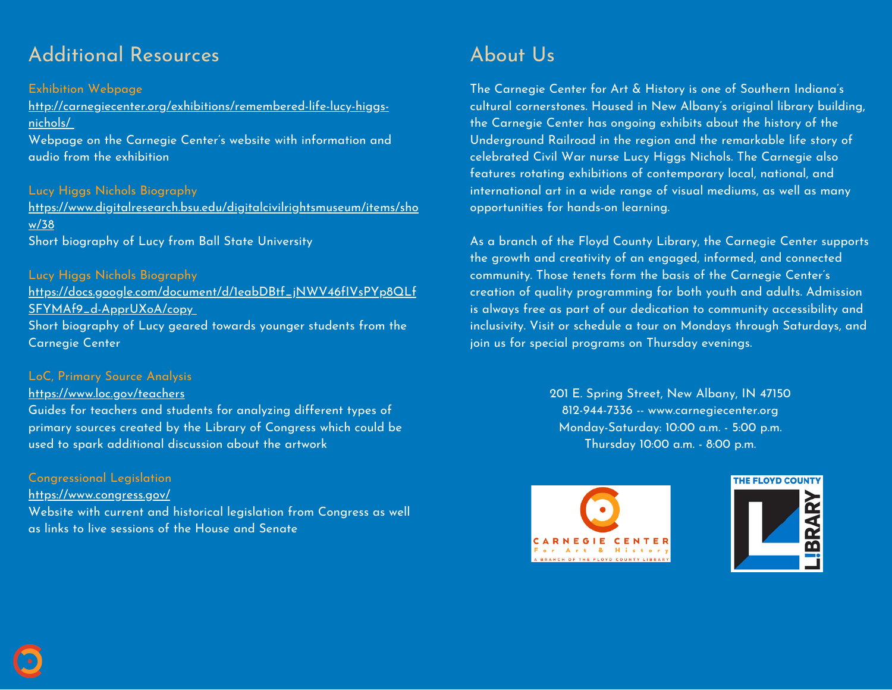## Additional Resources

**Exhibition Webpage**

http://carnegiecenter.org/exhibitions/remembered-life-lucy-higgs-nichols/

Webpage on the Carnegie Center's website with information and audio from the exhibition

**Lucy Higgs Nichols Biography**

https://www.digitalresearch.bsu.edu/digitalcivilrightsmuseum/items/show/38

Short biography of Lucy from Ball State University

**Lucy Higgs Nichols Biography**

https://docs.google.com/document/d/1eabDBtf_jNWV46fIVsPYp8QLfSFYMAf9_d-ApprUXoA/copy

Short biography of Lucy geared towards younger students from the Carnegie Center

**LoC, Primary Source Analysis**

https://www.loc.gov/teachers

Guides for teachers and students for analyzing different types of primary sources created by the Library of Congress which could be used to spark additional discussion about the artwork

**Congressional Legislation**

https://www.congress.gov/

Website with current and historical legislation from Congress as well as links to live sessions of the House and Senate

## About Us

The Carnegie Center for Art & History is one of Southern Indiana's cultural cornerstones. Housed in New Albany's original library building, the Carnegie Center has ongoing exhibits about the history of the Underground Railroad in the region and the remarkable life story of celebrated Civil War nurse Lucy Higgs Nichols. The Carnegie also features rotating exhibitions of contemporary local, national, and international art in a wide range of visual mediums, as well as many opportunities for hands-on learning.

As a branch of the Floyd County Library, the Carnegie Center supports the growth and creativity of an engaged, informed, and connected community. Those tenets form the basis of the Carnegie Center's creation of quality programming for both youth and adults. Admission is always free as part of our dedication to community accessibility and inclusivity. Visit or schedule a tour on Mondays through Saturdays, and join us for special programs on Thursday evenings.

201 E. Spring Street, New Albany, IN 47150
812-944-7336 -- www.carnegiecenter.org
Monday-Saturday: 10:00 a.m. - 5:00 p.m.
Thursday 10:00 a.m. - 8:00 p.m.

CARNEGIE CENTER For Art & History
A BRANCH OF THE FLOYD COUNTY LIBRARY

THE FLOYD COUNTY LIBRARY